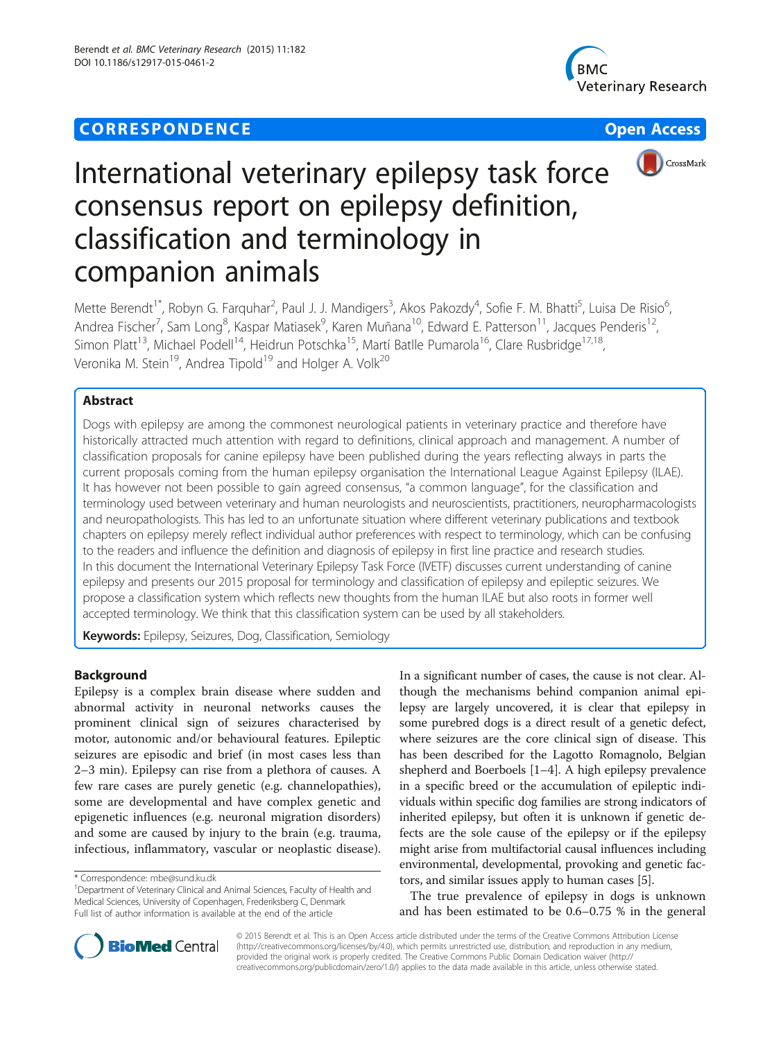**CORRESPONDENCE** **Open Access**

# International veterinary epilepsy task force consensus report on epilepsy definition, classification and terminology in companion animals

Mette Berendt[1*], Robyn G. Farquhar[2], Paul J. J. Mandigers[3], Akos Pakozdy[4], Sofie F. M. Bhatti[5], Luisa De Risio[6], Andrea Fischer[7], Sam Long[8], Kaspar Matiasek[9], Karen Muñana[10], Edward E. Patterson[11], Jacques Penderis[12], Simon Platt[13], Michael Podell[14], Heidrun Potschka[15], Martí Batlle Pumarola[16], Clare Rusbridge[17,18], Veronika M. Stein[19], Andrea Tipold[19] and Holger A. Volk[20]

## Abstract

Dogs with epilepsy are among the commonest neurological patients in veterinary practice and therefore have historically attracted much attention with regard to definitions, clinical approach and management. A number of classification proposals for canine epilepsy have been published during the years reflecting always in parts the current proposals coming from the human epilepsy organisation the International League Against Epilepsy (ILAE). It has however not been possible to gain agreed consensus, "a common language", for the classification and terminology used between veterinary and human neurologists and neuroscientists, practitioners, neuropharmacologists and neuropathologists. This has led to an unfortunate situation where different veterinary publications and textbook chapters on epilepsy merely reflect individual author preferences with respect to terminology, which can be confusing to the readers and influence the definition and diagnosis of epilepsy in first line practice and research studies. In this document the International Veterinary Epilepsy Task Force (IVETF) discusses current understanding of canine epilepsy and presents our 2015 proposal for terminology and classification of epilepsy and epileptic seizures. We propose a classification system which reflects new thoughts from the human ILAE but also roots in former well accepted terminology. We think that this classification system can be used by all stakeholders.

**Keywords:** Epilepsy, Seizures, Dog, Classification, Semiology

## Background

Epilepsy is a complex brain disease where sudden and abnormal activity in neuronal networks causes the prominent clinical sign of seizures characterised by motor, autonomic and/or behavioural features. Epileptic seizures are episodic and brief (in most cases less than 2–3 min). Epilepsy can rise from a plethora of causes. A few rare cases are purely genetic (e.g. channelopathies), some are developmental and have complex genetic and epigenetic influences (e.g. neuronal migration disorders) and some are caused by injury to the brain (e.g. trauma, infectious, inflammatory, vascular or neoplastic disease). In a significant number of cases, the cause is not clear. Although the mechanisms behind companion animal epilepsy are largely uncovered, it is clear that epilepsy in some purebred dogs is a direct result of a genetic defect, where seizures are the core clinical sign of disease. This has been described for the Lagotto Romagnolo, Belgian shepherd and Boerboels [1–4]. A high epilepsy prevalence in a specific breed or the accumulation of epileptic individuals within specific dog families are strong indicators of inherited epilepsy, but often it is unknown if genetic defects are the sole cause of the epilepsy or if the epilepsy might arise from multifactorial causal influences including environmental, developmental, provoking and genetic factors, and similar issues apply to human cases [5].

The true prevalence of epilepsy in dogs is unknown and has been estimated to be 0.6–0.75 % in the general

\* Correspondence: mbe@sund.ku.dk
[1]Department of Veterinary Clinical and Animal Sciences, Faculty of Health and Medical Sciences, University of Copenhagen, Frederiksberg C, Denmark
Full list of author information is available at the end of the article

© 2015 Berendt et al. This is an Open Access article distributed under the terms of the Creative Commons Attribution License (http://creativecommons.org/licenses/by/4.0), which permits unrestricted use, distribution, and reproduction in any medium, provided the original work is properly credited. The Creative Commons Public Domain Dedication waiver (http://creativecommons.org/publicdomain/zero/1.0/) applies to the data made available in this article, unless otherwise stated.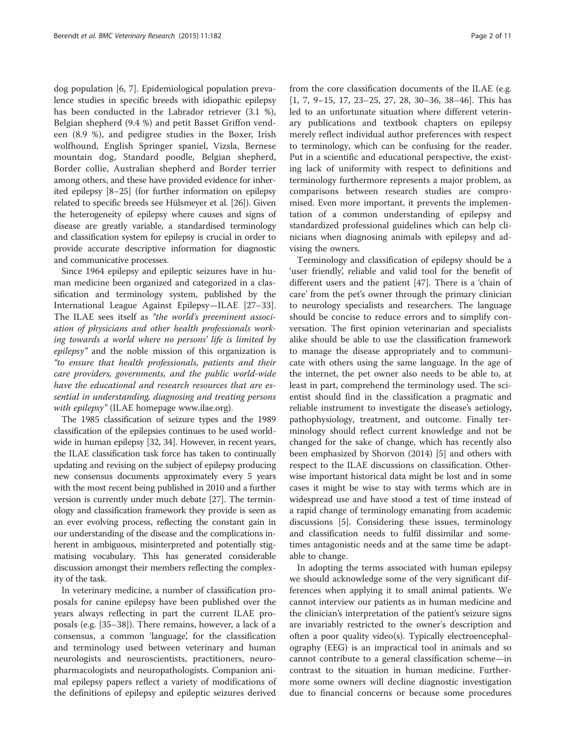dog population [6, 7]. Epidemiological population prevalence studies in specific breeds with idiopathic epilepsy has been conducted in the Labrador retriever (3.1 %), Belgian shepherd (9.4 %) and petit Basset Griffon vendeen (8.9 %), and pedigree studies in the Boxer, Irish wolfhound, English Springer spaniel, Vizsla, Bernese mountain dog, Standard poodle, Belgian shepherd, Border collie, Australian shepherd and Border terrier among others, and these have provided evidence for inherited epilepsy [8–25] (for further information on epilepsy related to specific breeds see Hülsmeyer et al. [26]). Given the heterogeneity of epilepsy where causes and signs of disease are greatly variable, a standardised terminology and classification system for epilepsy is crucial in order to provide accurate descriptive information for diagnostic and communicative processes.

Since 1964 epilepsy and epileptic seizures have in human medicine been organized and categorized in a classification and terminology system, published by the International League Against Epilepsy—ILAE [27–33]. The ILAE sees itself as *"the world's preeminent association of physicians and other health professionals working towards a world where no persons' life is limited by epilepsy"* and the noble mission of this organization is *"to ensure that health professionals, patients and their care providers, governments, and the public world-wide have the educational and research resources that are essential in understanding, diagnosing and treating persons with epilepsy"* (ILAE homepage www.ilae.org).

The 1985 classification of seizure types and the 1989 classification of the epilepsies continues to be used worldwide in human epilepsy [32, 34]. However, in recent years, the ILAE classification task force has taken to continually updating and revising on the subject of epilepsy producing new consensus documents approximately every 5 years with the most recent being published in 2010 and a further version is currently under much debate [27]. The terminology and classification framework they provide is seen as an ever evolving process, reflecting the constant gain in our understanding of the disease and the complications inherent in ambiguous, misinterpreted and potentially stigmatising vocabulary. This has generated considerable discussion amongst their members reflecting the complexity of the task.

In veterinary medicine, a number of classification proposals for canine epilepsy have been published over the years always reflecting in part the current ILAE proposals (e.g. [35–38]). There remains, however, a lack of a consensus, a common 'language', for the classification and terminology used between veterinary and human neurologists and neuroscientists, practitioners, neuropharmacologists and neuropathologists. Companion animal epilepsy papers reflect a variety of modifications of the definitions of epilepsy and epileptic seizures derived from the core classification documents of the ILAE (e.g. [1, 7, 9–15, 17, 23–25, 27, 28, 30–36, 38–46]. This has led to an unfortunate situation where different veterinary publications and textbook chapters on epilepsy merely reflect individual author preferences with respect to terminology, which can be confusing for the reader. Put in a scientific and educational perspective, the existing lack of uniformity with respect to definitions and terminology furthermore represents a major problem, as comparisons between research studies are compromised. Even more important, it prevents the implementation of a common understanding of epilepsy and standardized professional guidelines which can help clinicians when diagnosing animals with epilepsy and advising the owners.

Terminology and classification of epilepsy should be a 'user friendly', reliable and valid tool for the benefit of different users and the patient [47]. There is a 'chain of care' from the pet's owner through the primary clinician to neurology specialists and researchers. The language should be concise to reduce errors and to simplify conversation. The first opinion veterinarian and specialists alike should be able to use the classification framework to manage the disease appropriately and to communicate with others using the same language. In the age of the internet, the pet owner also needs to be able to, at least in part, comprehend the terminology used. The scientist should find in the classification a pragmatic and reliable instrument to investigate the disease's aetiology, pathophysiology, treatment, and outcome. Finally terminology should reflect current knowledge and not be changed for the sake of change, which has recently also been emphasized by Shorvon (2014) [5] and others with respect to the ILAE discussions on classification. Otherwise important historical data might be lost and in some cases it might be wise to stay with terms which are in widespread use and have stood a test of time instead of a rapid change of terminology emanating from academic discussions [5]. Considering these issues, terminology and classification needs to fulfil dissimilar and sometimes antagonistic needs and at the same time be adaptable to change.

In adopting the terms associated with human epilepsy we should acknowledge some of the very significant differences when applying it to small animal patients. We cannot interview our patients as in human medicine and the clinician's interpretation of the patient's seizure signs are invariably restricted to the owner's description and often a poor quality video(s). Typically electroencephalography (EEG) is an impractical tool in animals and so cannot contribute to a general classification scheme—in contrast to the situation in human medicine. Furthermore some owners will decline diagnostic investigation due to financial concerns or because some procedures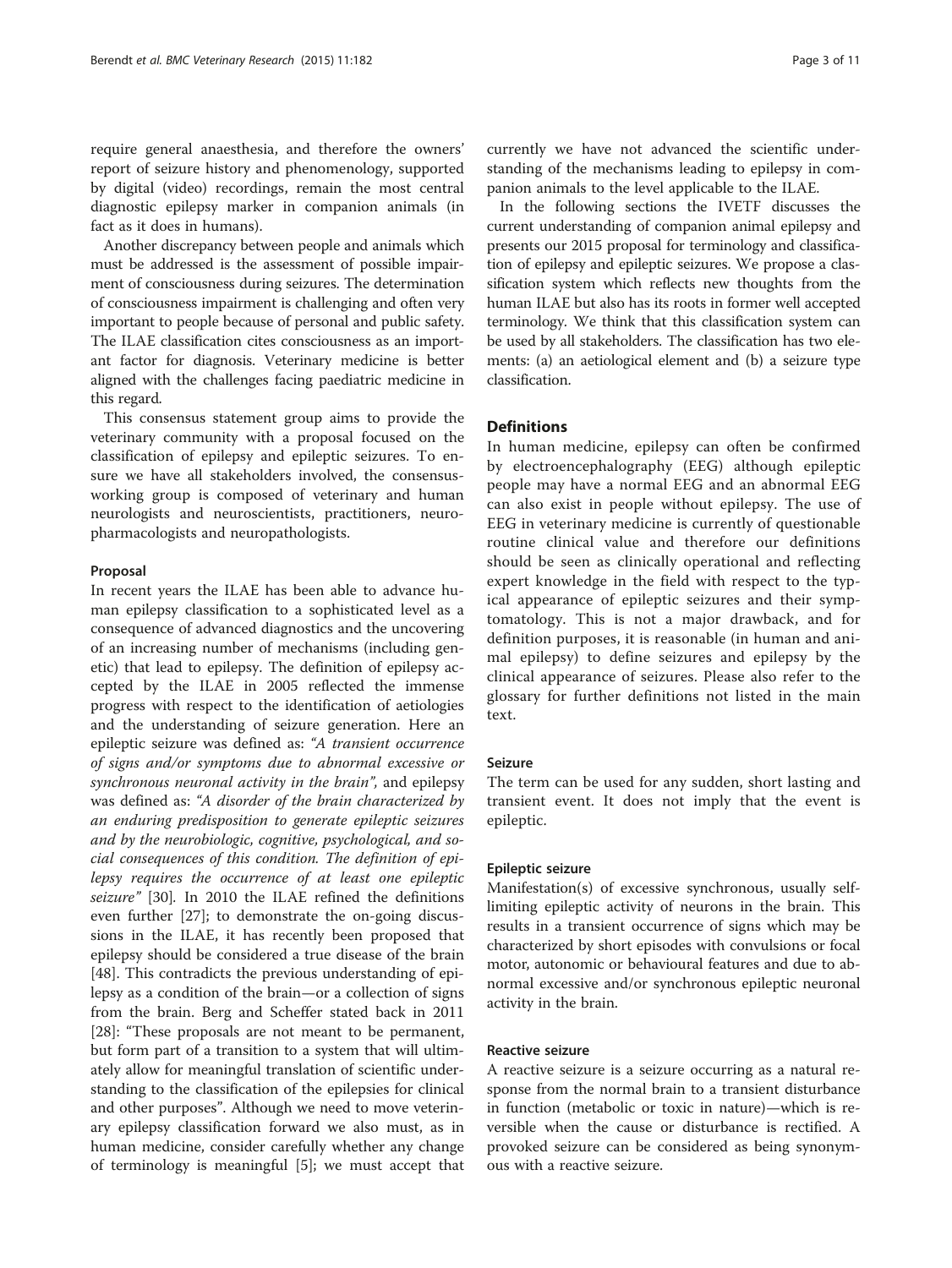require general anaesthesia, and therefore the owners' report of seizure history and phenomenology, supported by digital (video) recordings, remain the most central diagnostic epilepsy marker in companion animals (in fact as it does in humans).

Another discrepancy between people and animals which must be addressed is the assessment of possible impairment of consciousness during seizures. The determination of consciousness impairment is challenging and often very important to people because of personal and public safety. The ILAE classification cites consciousness as an important factor for diagnosis. Veterinary medicine is better aligned with the challenges facing paediatric medicine in this regard.

This consensus statement group aims to provide the veterinary community with a proposal focused on the classification of epilepsy and epileptic seizures. To ensure we have all stakeholders involved, the consensus-working group is composed of veterinary and human neurologists and neuroscientists, practitioners, neuropharmacologists and neuropathologists.

### Proposal

In recent years the ILAE has been able to advance human epilepsy classification to a sophisticated level as a consequence of advanced diagnostics and the uncovering of an increasing number of mechanisms (including genetic) that lead to epilepsy. The definition of epilepsy accepted by the ILAE in 2005 reflected the immense progress with respect to the identification of aetiologies and the understanding of seizure generation. Here an epileptic seizure was defined as: *"A transient occurrence of signs and/or symptoms due to abnormal excessive or synchronous neuronal activity in the brain"*, and epilepsy was defined as: *"A disorder of the brain characterized by an enduring predisposition to generate epileptic seizures and by the neurobiologic, cognitive, psychological, and social consequences of this condition. The definition of epilepsy requires the occurrence of at least one epileptic seizure"* [30]. In 2010 the ILAE refined the definitions even further [27]; to demonstrate the on-going discussions in the ILAE, it has recently been proposed that epilepsy should be considered a true disease of the brain [48]. This contradicts the previous understanding of epilepsy as a condition of the brain—or a collection of signs from the brain. Berg and Scheffer stated back in 2011 [28]: "These proposals are not meant to be permanent, but form part of a transition to a system that will ultimately allow for meaningful translation of scientific understanding to the classification of the epilepsies for clinical and other purposes". Although we need to move veterinary epilepsy classification forward we also must, as in human medicine, consider carefully whether any change of terminology is meaningful [5]; we must accept that currently we have not advanced the scientific understanding of the mechanisms leading to epilepsy in companion animals to the level applicable to the ILAE.

In the following sections the IVETF discusses the current understanding of companion animal epilepsy and presents our 2015 proposal for terminology and classification of epilepsy and epileptic seizures. We propose a classification system which reflects new thoughts from the human ILAE but also has its roots in former well accepted terminology. We think that this classification system can be used by all stakeholders. The classification has two elements: (a) an aetiological element and (b) a seizure type classification.

## Definitions

In human medicine, epilepsy can often be confirmed by electroencephalography (EEG) although epileptic people may have a normal EEG and an abnormal EEG can also exist in people without epilepsy. The use of EEG in veterinary medicine is currently of questionable routine clinical value and therefore our definitions should be seen as clinically operational and reflecting expert knowledge in the field with respect to the typical appearance of epileptic seizures and their symptomatology. This is not a major drawback, and for definition purposes, it is reasonable (in human and animal epilepsy) to define seizures and epilepsy by the clinical appearance of seizures. Please also refer to the glossary for further definitions not listed in the main text.

### Seizure

The term can be used for any sudden, short lasting and transient event. It does not imply that the event is epileptic.

### Epileptic seizure

Manifestation(s) of excessive synchronous, usually self-limiting epileptic activity of neurons in the brain. This results in a transient occurrence of signs which may be characterized by short episodes with convulsions or focal motor, autonomic or behavioural features and due to abnormal excessive and/or synchronous epileptic neuronal activity in the brain.

### Reactive seizure

A reactive seizure is a seizure occurring as a natural response from the normal brain to a transient disturbance in function (metabolic or toxic in nature)—which is reversible when the cause or disturbance is rectified. A provoked seizure can be considered as being synonymous with a reactive seizure.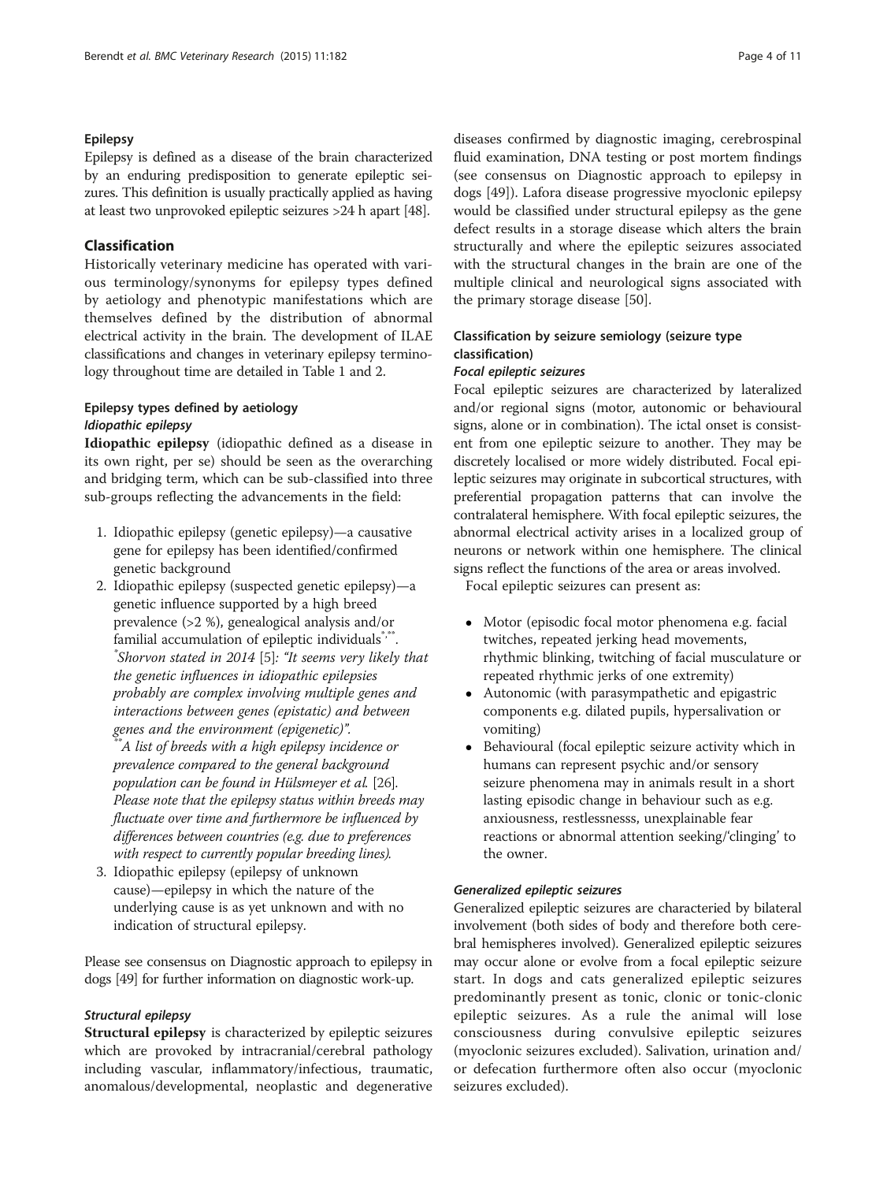### Epilepsy

Epilepsy is defined as a disease of the brain characterized by an enduring predisposition to generate epileptic seizures. This definition is usually practically applied as having at least two unprovoked epileptic seizures >24 h apart [48].

## Classification

Historically veterinary medicine has operated with various terminology/synonyms for epilepsy types defined by aetiology and phenotypic manifestations which are themselves defined by the distribution of abnormal electrical activity in the brain. The development of ILAE classifications and changes in veterinary epilepsy terminology throughout time are detailed in Table 1 and 2.

### Epilepsy types defined by aetiology

#### *Idiopathic epilepsy*

**Idiopathic epilepsy** (idiopathic defined as a disease in its own right, per se) should be seen as the overarching and bridging term, which can be sub-classified into three sub-groups reflecting the advancements in the field:

1. Idiopathic epilepsy (genetic epilepsy)—a causative gene for epilepsy has been identified/confirmed genetic background
2. Idiopathic epilepsy (suspected genetic epilepsy)—a genetic influence supported by a high breed prevalence (>2 %), genealogical analysis and/or familial accumulation of epileptic individuals[*,**].
   [*]*Shorvon stated in 2014* [5]*: "It seems very likely that the genetic influences in idiopathic epilepsies probably are complex involving multiple genes and interactions between genes (epistatic) and between genes and the environment (epigenetic)".*
   [**]*A list of breeds with a high epilepsy incidence or prevalence compared to the general background population can be found in Hülsmeyer et al.* [26]*. Please note that the epilepsy status within breeds may fluctuate over time and furthermore be influenced by differences between countries (e.g. due to preferences with respect to currently popular breeding lines).*
3. Idiopathic epilepsy (epilepsy of unknown cause)—epilepsy in which the nature of the underlying cause is as yet unknown and with no indication of structural epilepsy.

Please see consensus on Diagnostic approach to epilepsy in dogs [49] for further information on diagnostic work-up.

#### *Structural epilepsy*

**Structural epilepsy** is characterized by epileptic seizures which are provoked by intracranial/cerebral pathology including vascular, inflammatory/infectious, traumatic, anomalous/developmental, neoplastic and degenerative diseases confirmed by diagnostic imaging, cerebrospinal fluid examination, DNA testing or post mortem findings (see consensus on Diagnostic approach to epilepsy in dogs [49]). Lafora disease progressive myoclonic epilepsy would be classified under structural epilepsy as the gene defect results in a storage disease which alters the brain structurally and where the epileptic seizures associated with the structural changes in the brain are one of the multiple clinical and neurological signs associated with the primary storage disease [50].

### Classification by seizure semiology (seizure type classification)

#### *Focal epileptic seizures*

Focal epileptic seizures are characterized by lateralized and/or regional signs (motor, autonomic or behavioural signs, alone or in combination). The ictal onset is consistent from one epileptic seizure to another. They may be discretely localised or more widely distributed. Focal epileptic seizures may originate in subcortical structures, with preferential propagation patterns that can involve the contralateral hemisphere. With focal epileptic seizures, the abnormal electrical activity arises in a localized group of neurons or network within one hemisphere. The clinical signs reflect the functions of the area or areas involved.

Focal epileptic seizures can present as:

- Motor (episodic focal motor phenomena e.g. facial twitches, repeated jerking head movements, rhythmic blinking, twitching of facial musculature or repeated rhythmic jerks of one extremity)
- Autonomic (with parasympathetic and epigastric components e.g. dilated pupils, hypersalivation or vomiting)
- Behavioural (focal epileptic seizure activity which in humans can represent psychic and/or sensory seizure phenomena may in animals result in a short lasting episodic change in behaviour such as e.g. anxiousness, restlessnesss, unexplainable fear reactions or abnormal attention seeking/'clinging' to the owner.

#### *Generalized epileptic seizures*

Generalized epileptic seizures are characteried by bilateral involvement (both sides of body and therefore both cerebral hemispheres involved). Generalized epileptic seizures may occur alone or evolve from a focal epileptic seizure start. In dogs and cats generalized epileptic seizures predominantly present as tonic, clonic or tonic-clonic epileptic seizures. As a rule the animal will lose consciousness during convulsive epileptic seizures (myoclonic seizures excluded). Salivation, urination and/or defecation furthermore often also occur (myoclonic seizures excluded).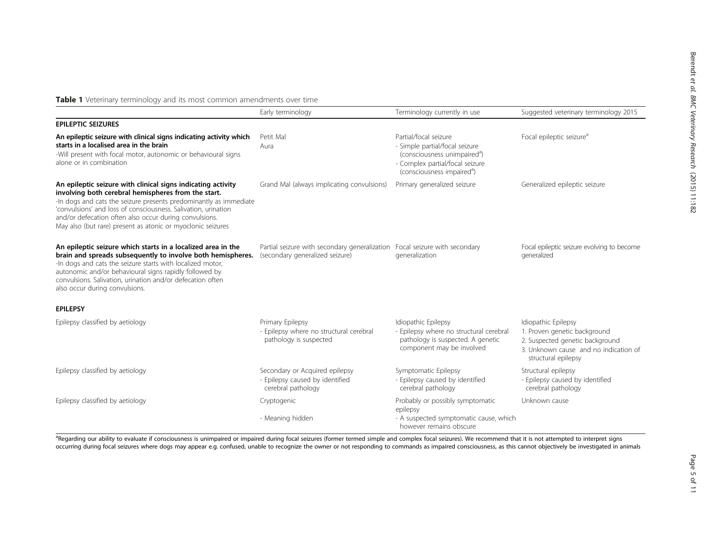**Table 1** Veterinary terminology and its most common amendments over time

| | Early terminology | Terminology currently in use | Suggested veterinary terminology 2015 |
|---|---|---|---|
| **EPILEPTIC SEIZURES** | | | |
| **An epileptic seizure with clinical signs indicating activity which starts in a localised area in the brain** -Will present with focal motor, autonomic or behavioural signs alone or in combination | Petit Mal Aura | Partial/focal seizure - Simple partial/focal seizure (consciousness unimpaired[a]) - Complex partial/focal seizure (consciousness impaired[a]) | Focal epileptic seizure[a] |
| **An epileptic seizure with clinical signs indicating activity involving both cerebral hemispheres from the start.** -In dogs and cats the seizure presents predominantly as immediate 'convulsions' and loss of consciousness. Salivation, urination and/or defecation often also occur during convulsions. May also (but rare) present as atonic or myoclonic seizures | Grand Mal (always implicating convulsions) | Primary generalized seizure | Generalized epileptic seizure |
| **An epileptic seizure which starts in a localized area in the brain and spreads subsequently to involve both hemispheres.** -In dogs and cats the seizure starts with localized motor, autonomic and/or behavioural signs rapidly followed by convulsions. Salivation, urination and/or defecation often also occur during convulsions. | Partial seizure with secondary generalization (secondary generalized seizure) | Focal seizure with secondary generalization | Focal epileptic seizure evolving to become generalized |
| **EPILEPSY** | | | |
| Epilepsy classified by aetiology | Primary Epilepsy - Epilepsy where no structural cerebral pathology is suspected | Idiopathic Epilepsy - Epilepsy where no structural cerebral pathology is suspected. A genetic component may be involved | Idiopathic Epilepsy 1. Proven genetic background 2. Suspected genetic background 3. Unknown cause and no indication of structural epilepsy |
| Epilepsy classified by aetiology | Secondary or Acquired epilepsy - Epilepsy caused by identified cerebral pathology | Symptomatic Epilepsy - Epilepsy caused by identified cerebral pathology | Structural epilepsy - Epilepsy caused by identified cerebral pathology |
| Epilepsy classified by aetiology | Cryptogenic - Meaning hidden | Probably or possibly symptomatic epilepsy - A suspected symptomatic cause, which however remains obscure | Unknown cause |

[a]Regarding our ability to evaluate if consciousness is unimpaired or impaired during focal seizures (former termed simple and complex focal seizures). We recommend that it is not attempted to interpret signs occurring during focal seizures where dogs may appear e.g. confused, unable to recognize the owner or not responding to commands as impaired consciousness, as this cannot objectively be investigated in animals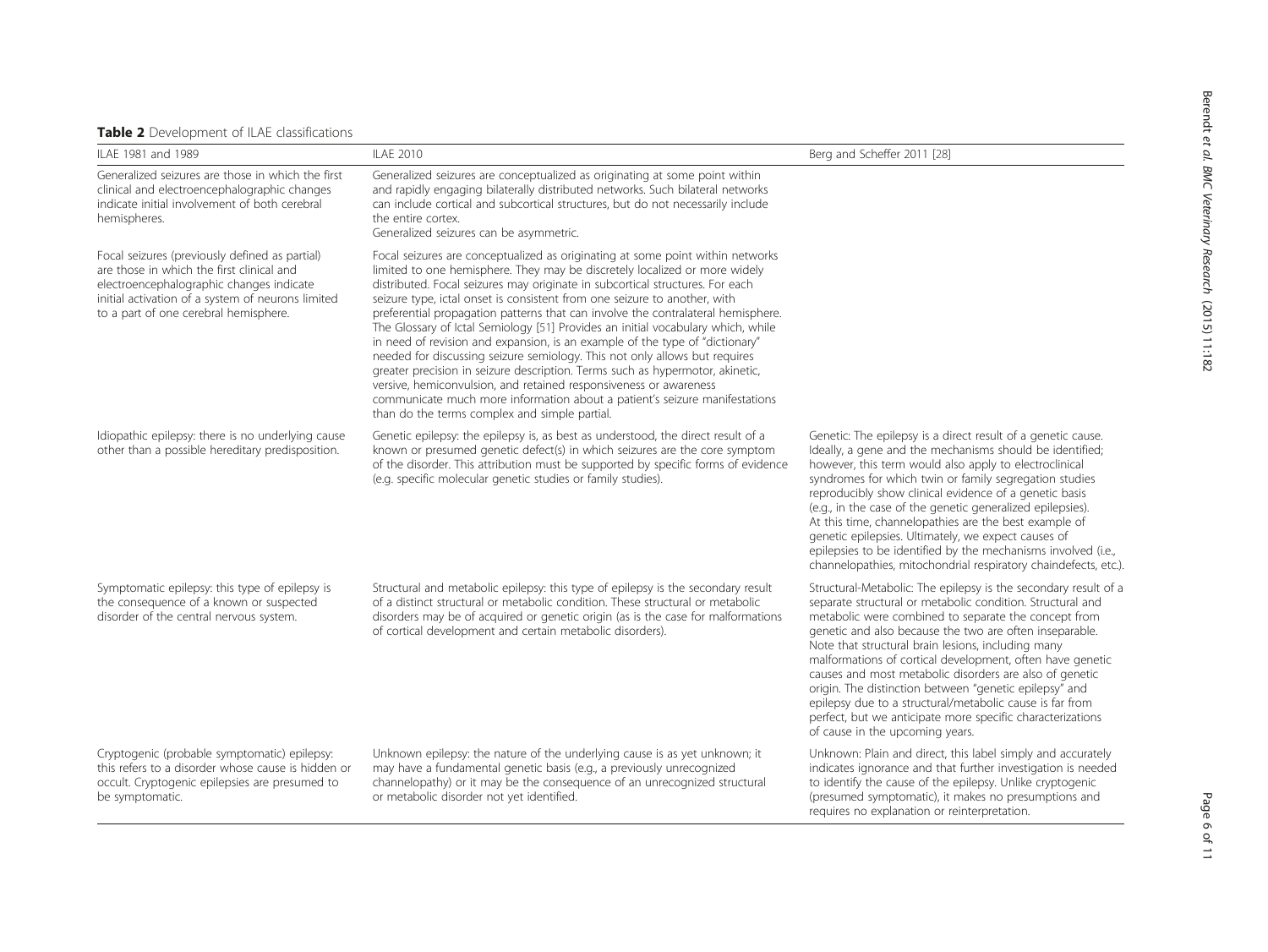**Table 2** Development of ILAE classifications

| ILAE 1981 and 1989 | ILAE 2010 | Berg and Scheffer 2011 [28] |
|---|---|---|
| Generalized seizures are those in which the first clinical and electroencephalographic changes indicate initial involvement of both cerebral hemispheres. | Generalized seizures are conceptualized as originating at some point within and rapidly engaging bilaterally distributed networks. Such bilateral networks can include cortical and subcortical structures, but do not necessarily include the entire cortex. Generalized seizures can be asymmetric. | |
| Focal seizures (previously defined as partial) are those in which the first clinical and electroencephalographic changes indicate initial activation of a system of neurons limited to a part of one cerebral hemisphere. | Focal seizures are conceptualized as originating at some point within networks limited to one hemisphere. They may be discretely localized or more widely distributed. Focal seizures may originate in subcortical structures. For each seizure type, ictal onset is consistent from one seizure to another, with preferential propagation patterns that can involve the contralateral hemisphere. The Glossary of Ictal Semiology [51] Provides an initial vocabulary which, while in need of revision and expansion, is an example of the type of "dictionary" needed for discussing seizure semiology. This not only allows but requires greater precision in seizure description. Terms such as hypermotor, akinetic, versive, hemiconvulsion, and retained responsiveness or awareness communicate much more information about a patient's seizure manifestations than do the terms complex and simple partial. | |
| Idiopathic epilepsy: there is no underlying cause other than a possible hereditary predisposition. | Genetic epilepsy: the epilepsy is, as best as understood, the direct result of a known or presumed genetic defect(s) in which seizures are the core symptom of the disorder. This attribution must be supported by specific forms of evidence (e.g. specific molecular genetic studies or family studies). | Genetic: The epilepsy is a direct result of a genetic cause. Ideally, a gene and the mechanisms should be identified; however, this term would also apply to electroclinical syndromes for which twin or family segregation studies reproducibly show clinical evidence of a genetic basis (e.g., in the case of the genetic generalized epilepsies). At this time, channelopathies are the best example of genetic epilepsies. Ultimately, we expect causes of epilepsies to be identified by the mechanisms involved (i.e., channelopathies, mitochondrial respiratory chaindefects, etc.). |
| Symptomatic epilepsy: this type of epilepsy is the consequence of a known or suspected disorder of the central nervous system. | Structural and metabolic epilepsy: this type of epilepsy is the secondary result of a distinct structural or metabolic condition. These structural or metabolic disorders may be of acquired or genetic origin (as is the case for malformations of cortical development and certain metabolic disorders). | Structural-Metabolic: The epilepsy is the secondary result of a separate structural or metabolic condition. Structural and metabolic were combined to separate the concept from genetic and also because the two are often inseparable. Note that structural brain lesions, including many malformations of cortical development, often have genetic causes and most metabolic disorders are also of genetic origin. The distinction between "genetic epilepsy" and epilepsy due to a structural/metabolic cause is far from perfect, but we anticipate more specific characterizations of cause in the upcoming years. |
| Cryptogenic (probable symptomatic) epilepsy: this refers to a disorder whose cause is hidden or occult. Cryptogenic epilepsies are presumed to be symptomatic. | Unknown epilepsy: the nature of the underlying cause is as yet unknown; it may have a fundamental genetic basis (e.g., a previously unrecognized channelopathy) or it may be the consequence of an unrecognized structural or metabolic disorder not yet identified. | Unknown: Plain and direct, this label simply and accurately indicates ignorance and that further investigation is needed to identify the cause of the epilepsy. Unlike cryptogenic (presumed symptomatic), it makes no presumptions and requires no explanation or reinterpretation. |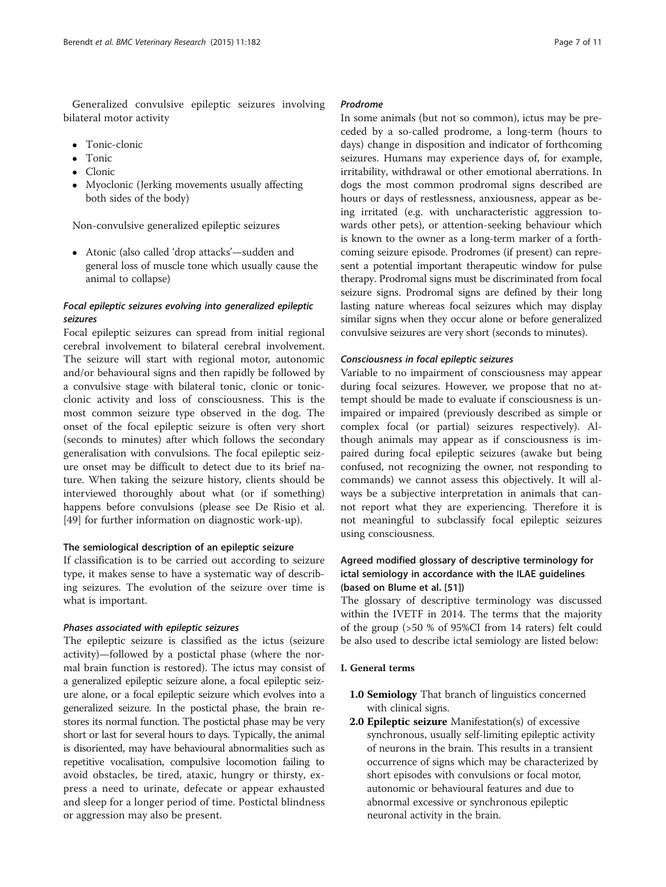Generalized convulsive epileptic seizures involving bilateral motor activity

- Tonic-clonic
- Tonic
- Clonic
- Myoclonic (Jerking movements usually affecting both sides of the body)

Non-convulsive generalized epileptic seizures

- Atonic (also called 'drop attacks'—sudden and general loss of muscle tone which usually cause the animal to collapse)

#### *Focal epileptic seizures evolving into generalized epileptic seizures*

Focal epileptic seizures can spread from initial regional cerebral involvement to bilateral cerebral involvement. The seizure will start with regional motor, autonomic and/or behavioural signs and then rapidly be followed by a convulsive stage with bilateral tonic, clonic or tonic-clonic activity and loss of consciousness. This is the most common seizure type observed in the dog. The onset of the focal epileptic seizure is often very short (seconds to minutes) after which follows the secondary generalisation with convulsions. The focal epileptic seizure onset may be difficult to detect due to its brief nature. When taking the seizure history, clients should be interviewed thoroughly about what (or if something) happens before convulsions (please see De Risio et al. [49] for further information on diagnostic work-up).

### The semiological description of an epileptic seizure

If classification is to be carried out according to seizure type, it makes sense to have a systematic way of describing seizures. The evolution of the seizure over time is what is important.

#### *Phases associated with epileptic seizures*

The epileptic seizure is classified as the ictus (seizure activity)—followed by a postictal phase (where the normal brain function is restored). The ictus may consist of a generalized epileptic seizure alone, a focal epileptic seizure alone, or a focal epileptic seizure which evolves into a generalized seizure. In the postictal phase, the brain restores its normal function. The postictal phase may be very short or last for several hours to days. Typically, the animal is disoriented, may have behavioural abnormalities such as repetitive vocalisation, compulsive locomotion failing to avoid obstacles, be tired, ataxic, hungry or thirsty, express a need to urinate, defecate or appear exhausted and sleep for a longer period of time. Postictal blindness or aggression may also be present.

#### *Prodrome*

In some animals (but not so common), ictus may be preceded by a so-called prodrome, a long-term (hours to days) change in disposition and indicator of forthcoming seizures. Humans may experience days of, for example, irritability, withdrawal or other emotional aberrations. In dogs the most common prodromal signs described are hours or days of restlessness, anxiousness, appear as being irritated (e.g. with uncharacteristic aggression towards other pets), or attention-seeking behaviour which is known to the owner as a long-term marker of a forthcoming seizure episode. Prodromes (if present) can represent a potential important therapeutic window for pulse therapy. Prodromal signs must be discriminated from focal seizure signs. Prodromal signs are defined by their long lasting nature whereas focal seizures which may display similar signs when they occur alone or before generalized convulsive seizures are very short (seconds to minutes).

#### *Consciousness in focal epileptic seizures*

Variable to no impairment of consciousness may appear during focal seizures. However, we propose that no attempt should be made to evaluate if consciousness is unimpaired or impaired (previously described as simple or complex focal (or partial) seizures respectively). Although animals may appear as if consciousness is impaired during focal epileptic seizures (awake but being confused, not recognizing the owner, not responding to commands) we cannot assess this objectively. It will always be a subjective interpretation in animals that cannot report what they are experiencing. Therefore it is not meaningful to subclassify focal epileptic seizures using consciousness.

### Agreed modified glossary of descriptive terminology for ictal semiology in accordance with the ILAE guidelines (based on Blume et al. [51])

The glossary of descriptive terminology was discussed within the IVETF in 2014. The terms that the majority of the group (>50 % of 95%CI from 14 raters) felt could be also used to describe ictal semiology are listed below:

#### I. General terms

**1.0 Semiology** That branch of linguistics concerned with clinical signs.

**2.0 Epileptic seizure** Manifestation(s) of excessive synchronous, usually self-limiting epileptic activity of neurons in the brain. This results in a transient occurrence of signs which may be characterized by short episodes with convulsions or focal motor, autonomic or behavioural features and due to abnormal excessive or synchronous epileptic neuronal activity in the brain.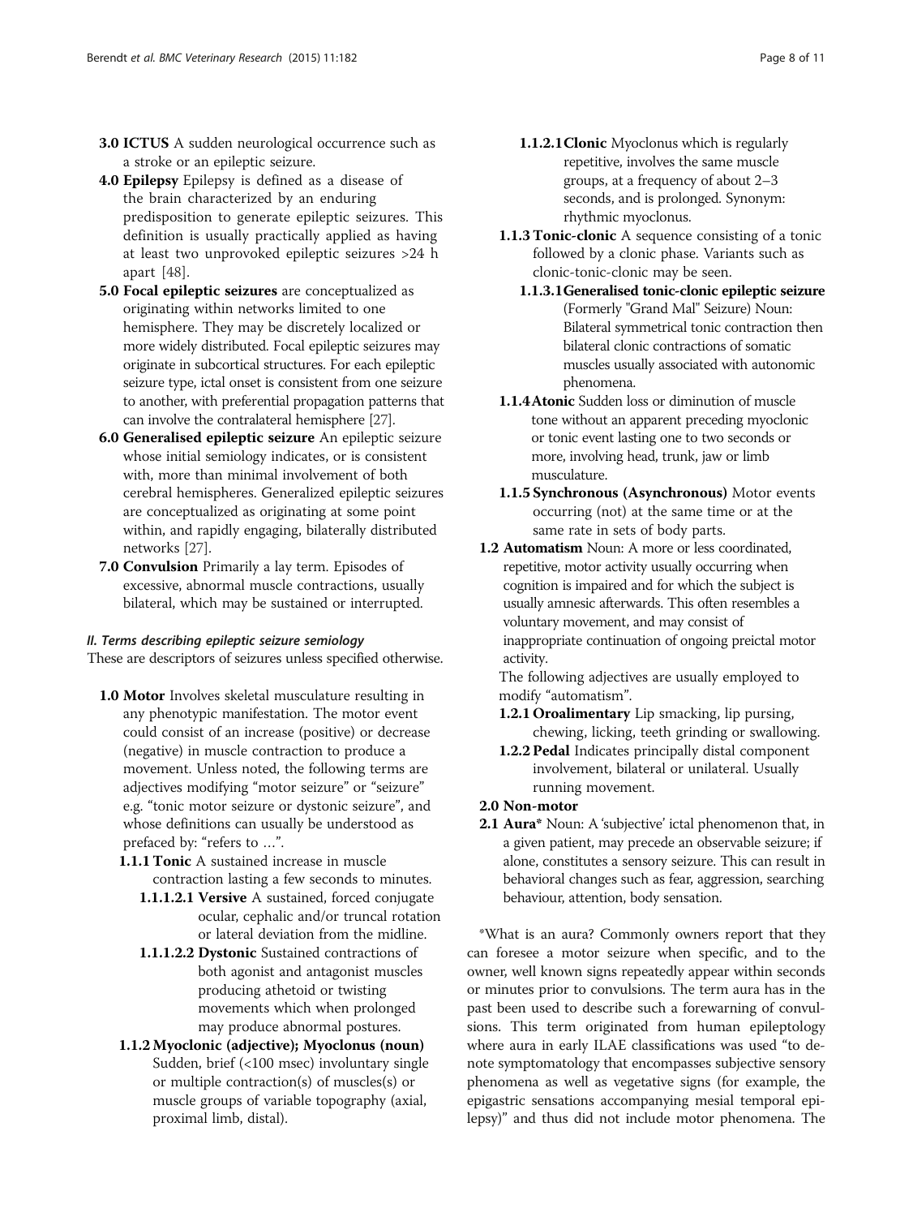**3.0 ICTUS** A sudden neurological occurrence such as a stroke or an epileptic seizure.

**4.0 Epilepsy** Epilepsy is defined as a disease of the brain characterized by an enduring predisposition to generate epileptic seizures. This definition is usually practically applied as having at least two unprovoked epileptic seizures >24 h apart [48].

**5.0 Focal epileptic seizures** are conceptualized as originating within networks limited to one hemisphere. They may be discretely localized or more widely distributed. Focal epileptic seizures may originate in subcortical structures. For each epileptic seizure type, ictal onset is consistent from one seizure to another, with preferential propagation patterns that can involve the contralateral hemisphere [27].

**6.0 Generalised epileptic seizure** An epileptic seizure whose initial semiology indicates, or is consistent with, more than minimal involvement of both cerebral hemispheres. Generalized epileptic seizures are conceptualized as originating at some point within, and rapidly engaging, bilaterally distributed networks [27].

**7.0 Convulsion** Primarily a lay term. Episodes of excessive, abnormal muscle contractions, usually bilateral, which may be sustained or interrupted.

### *II. Terms describing epileptic seizure semiology*

These are descriptors of seizures unless specified otherwise.

- **1.0 Motor** Involves skeletal musculature resulting in any phenotypic manifestation. The motor event could consist of an increase (positive) or decrease (negative) in muscle contraction to produce a movement. Unless noted, the following terms are adjectives modifying "motor seizure" or "seizure" e.g. "tonic motor seizure or dystonic seizure", and whose definitions can usually be understood as prefaced by: "refers to …".
  - **1.1.1 Tonic** A sustained increase in muscle contraction lasting a few seconds to minutes.
    - **1.1.1.2.1 Versive** A sustained, forced conjugate ocular, cephalic and/or truncal rotation or lateral deviation from the midline.
    - **1.1.1.2.2 Dystonic** Sustained contractions of both agonist and antagonist muscles producing athetoid or twisting movements which when prolonged may produce abnormal postures.
  - **1.1.2 Myoclonic (adjective); Myoclonus (noun)** Sudden, brief (<100 msec) involuntary single or multiple contraction(s) of muscles(s) or muscle groups of variable topography (axial, proximal limb, distal).
    - **1.1.2.1 Clonic** Myoclonus which is regularly repetitive, involves the same muscle groups, at a frequency of about 2–3 seconds, and is prolonged. Synonym: rhythmic myoclonus.
  - **1.1.3 Tonic-clonic** A sequence consisting of a tonic followed by a clonic phase. Variants such as clonic-tonic-clonic may be seen.
    - **1.1.3.1 Generalised tonic-clonic epileptic seizure** (Formerly "Grand Mal" Seizure) Noun: Bilateral symmetrical tonic contraction then bilateral clonic contractions of somatic muscles usually associated with autonomic phenomena.
  - **1.1.4 Atonic** Sudden loss or diminution of muscle tone without an apparent preceding myoclonic or tonic event lasting one to two seconds or more, involving head, trunk, jaw or limb musculature.
  - **1.1.5 Synchronous (Asynchronous)** Motor events occurring (not) at the same time or at the same rate in sets of body parts.
- **1.2 Automatism** Noun: A more or less coordinated, repetitive, motor activity usually occurring when cognition is impaired and for which the subject is usually amnesic afterwards. This often resembles a voluntary movement, and may consist of inappropriate continuation of ongoing preictal motor activity.

  The following adjectives are usually employed to modify "automatism".
  - **1.2.1 Oroalimentary** Lip smacking, lip pursing, chewing, licking, teeth grinding or swallowing.
  - **1.2.2 Pedal** Indicates principally distal component involvement, bilateral or unilateral. Usually running movement.
- **2.0 Non-motor**
- **2.1 Aura*** Noun: A 'subjective' ictal phenomenon that, in a given patient, may precede an observable seizure; if alone, constitutes a sensory seizure. This can result in behavioral changes such as fear, aggression, searching behaviour, attention, body sensation.

*What is an aura? Commonly owners report that they can foresee a motor seizure when specific, and to the owner, well known signs repeatedly appear within seconds or minutes prior to convulsions. The term aura has in the past been used to describe such a forewarning of convulsions. This term originated from human epileptology where aura in early ILAE classifications was used "to denote symptomatology that encompasses subjective sensory phenomena as well as vegetative signs (for example, the epigastric sensations accompanying mesial temporal epilepsy)" and thus did not include motor phenomena. The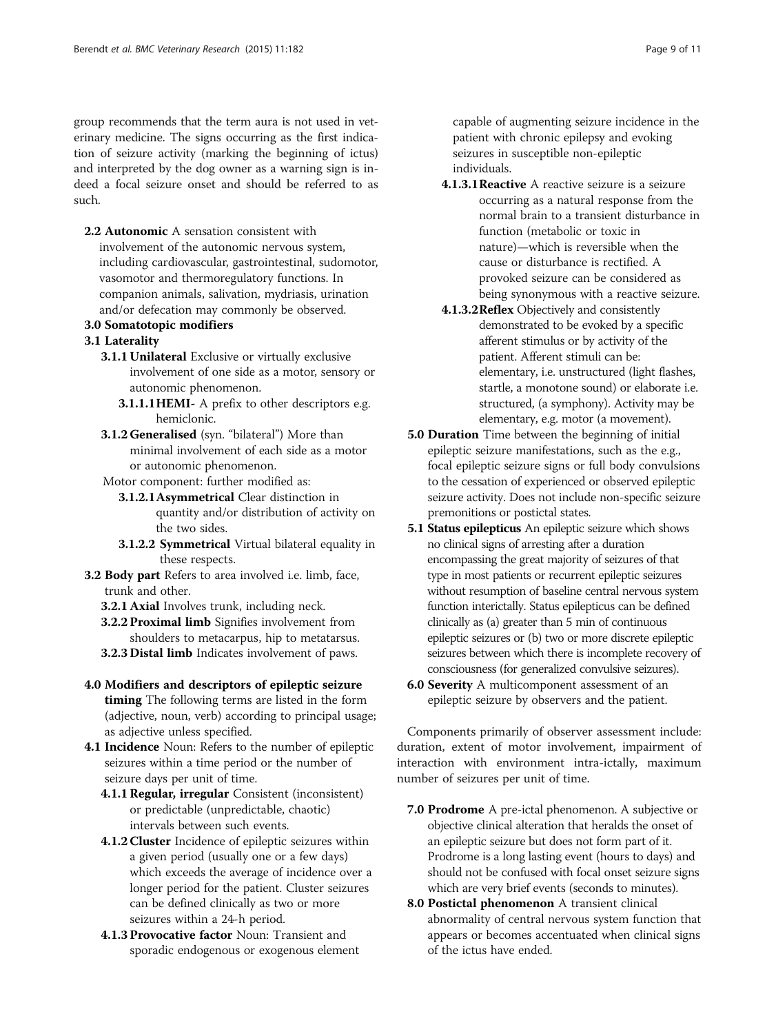group recommends that the term aura is not used in veterinary medicine. The signs occurring as the first indication of seizure activity (marking the beginning of ictus) and interpreted by the dog owner as a warning sign is indeed a focal seizure onset and should be referred to as such.

- **2.2 Autonomic** A sensation consistent with involvement of the autonomic nervous system, including cardiovascular, gastrointestinal, sudomotor, vasomotor and thermoregulatory functions. In companion animals, salivation, mydriasis, urination and/or defecation may commonly be observed.

**3.0 Somatotopic modifiers**

**3.1 Laterality**

- **3.1.1 Unilateral** Exclusive or virtually exclusive involvement of one side as a motor, sensory or autonomic phenomenon.
  - **3.1.1.1 HEMI-** A prefix to other descriptors e.g. hemiclonic.
- **3.1.2 Generalised** (syn. "bilateral") More than minimal involvement of each side as a motor or autonomic phenomenon.

  Motor component: further modified as:
  - **3.1.2.1 Asymmetrical** Clear distinction in quantity and/or distribution of activity on the two sides.
  - **3.1.2.2 Symmetrical** Virtual bilateral equality in these respects.

**3.2 Body part** Refers to area involved i.e. limb, face, trunk and other.

- **3.2.1 Axial** Involves trunk, including neck.
- **3.2.2 Proximal limb** Signifies involvement from shoulders to metacarpus, hip to metatarsus.
- **3.2.3 Distal limb** Indicates involvement of paws.

**4.0 Modifiers and descriptors of epileptic seizure timing** The following terms are listed in the form (adjective, noun, verb) according to principal usage; as adjective unless specified.

**4.1 Incidence** Noun: Refers to the number of epileptic seizures within a time period or the number of seizure days per unit of time.

- **4.1.1 Regular, irregular** Consistent (inconsistent) or predictable (unpredictable, chaotic) intervals between such events.
- **4.1.2 Cluster** Incidence of epileptic seizures within a given period (usually one or a few days) which exceeds the average of incidence over a longer period for the patient. Cluster seizures can be defined clinically as two or more seizures within a 24-h period.
- **4.1.3 Provocative factor** Noun: Transient and sporadic endogenous or exogenous element capable of augmenting seizure incidence in the patient with chronic epilepsy and evoking seizures in susceptible non-epileptic individuals.
  - **4.1.3.1 Reactive** A reactive seizure is a seizure occurring as a natural response from the normal brain to a transient disturbance in function (metabolic or toxic in nature)—which is reversible when the cause or disturbance is rectified. A provoked seizure can be considered as being synonymous with a reactive seizure.
  - **4.1.3.2 Reflex** Objectively and consistently demonstrated to be evoked by a specific afferent stimulus or by activity of the patient. Afferent stimuli can be: elementary, i.e. unstructured (light flashes, startle, a monotone sound) or elaborate i.e. structured, (a symphony). Activity may be elementary, e.g. motor (a movement).

**5.0 Duration** Time between the beginning of initial epileptic seizure manifestations, such as the e.g., focal epileptic seizure signs or full body convulsions to the cessation of experienced or observed epileptic seizure activity. Does not include non-specific seizure premonitions or postictal states.

**5.1 Status epilepticus** An epileptic seizure which shows no clinical signs of arresting after a duration encompassing the great majority of seizures of that type in most patients or recurrent epileptic seizures without resumption of baseline central nervous system function interictally. Status epilepticus can be defined clinically as (a) greater than 5 min of continuous epileptic seizures or (b) two or more discrete epileptic seizures between which there is incomplete recovery of consciousness (for generalized convulsive seizures).

**6.0 Severity** A multicomponent assessment of an epileptic seizure by observers and the patient.

Components primarily of observer assessment include: duration, extent of motor involvement, impairment of interaction with environment intra-ictally, maximum number of seizures per unit of time.

**7.0 Prodrome** A pre-ictal phenomenon. A subjective or objective clinical alteration that heralds the onset of an epileptic seizure but does not form part of it. Prodrome is a long lasting event (hours to days) and should not be confused with focal onset seizure signs which are very brief events (seconds to minutes).

**8.0 Postictal phenomenon** A transient clinical abnormality of central nervous system function that appears or becomes accentuated when clinical signs of the ictus have ended.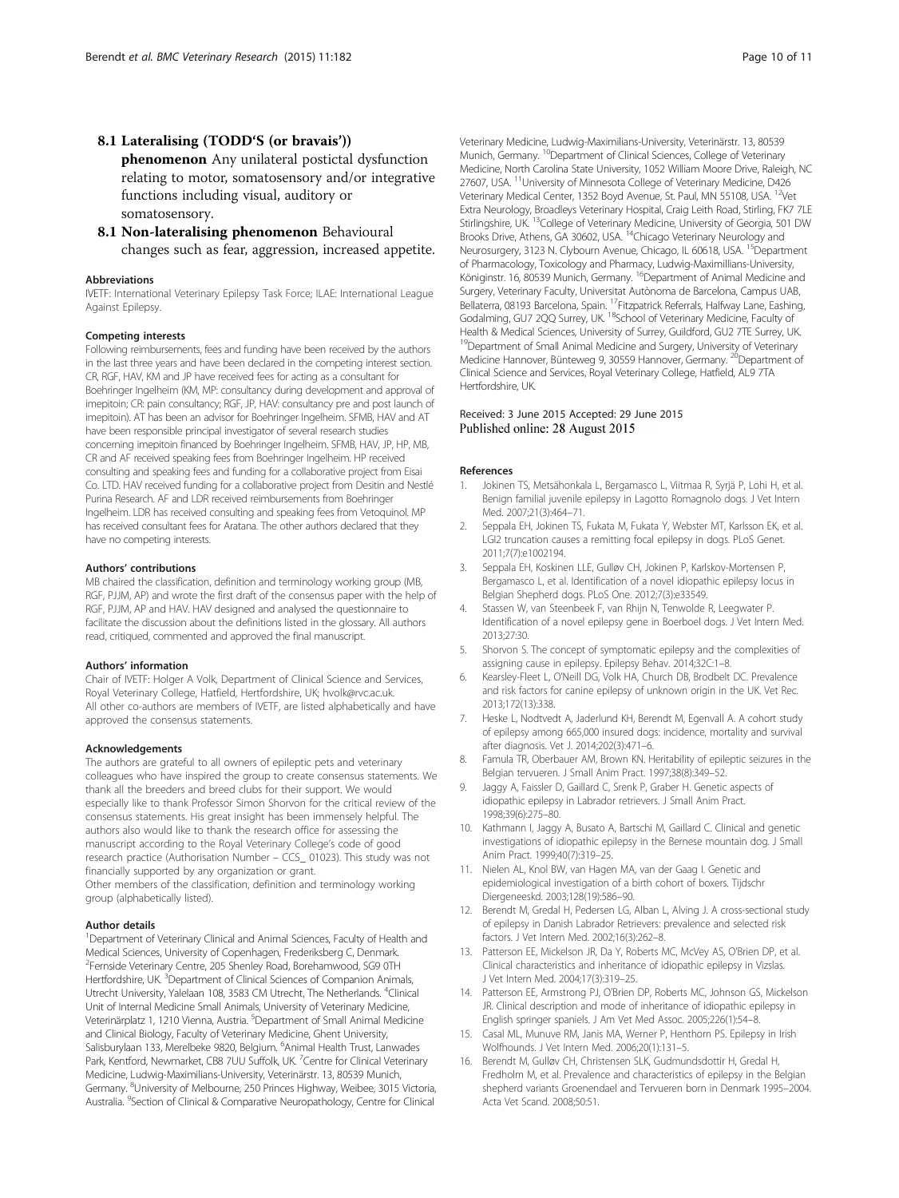**8.1 Lateralising (TODD'S (or bravais')) phenomenon** Any unilateral postictal dysfunction relating to motor, somatosensory and/or integrative functions including visual, auditory or somatosensory.

**8.1 Non-lateralising phenomenon** Behavioural changes such as fear, aggression, increased appetite.

#### Abbreviations

IVETF: International Veterinary Epilepsy Task Force; ILAE: International League Against Epilepsy.

#### Competing interests

Following reimbursements, fees and funding have been received by the authors in the last three years and have been declared in the competing interest section. CR, RGF, HAV, KM and JP have received fees for acting as a consultant for Boehringer Ingelheim (KM, MP: consultancy during development and approval of imepitoin; CR: pain consultancy; RGF, JP, HAV: consultancy pre and post launch of imepitoin). AT has been an advisor for Boehringer Ingelheim. SFMB, HAV and AT have been responsible principal investigator of several research studies concerning imepitoin financed by Boehringer Ingelheim. SFMB, HAV, JP, HP, MB, CR and AF received speaking fees from Boehringer Ingelheim. HP received consulting and speaking fees and funding for a collaborative project from Eisai Co. LTD. HAV received funding for a collaborative project from Desitin and Nestlé Purina Research. AF and LDR received reimbursements from Boehringer Ingelheim. LDR has received consulting and speaking fees from Vetoquinol. MP has received consultant fees for Aratana. The other authors declared that they have no competing interests.

#### Authors' contributions

MB chaired the classification, definition and terminology working group (MB, RGF, PJJM, AP) and wrote the first draft of the consensus paper with the help of RGF, PJJM, AP and HAV. HAV designed and analysed the questionnaire to facilitate the discussion about the definitions listed in the glossary. All authors read, critiqued, commented and approved the final manuscript.

#### Authors' information

Chair of IVETF: Holger A Volk, Department of Clinical Science and Services, Royal Veterinary College, Hatfield, Hertfordshire, UK; hvolk@rvc.ac.uk.
All other co-authors are members of IVETF, are listed alphabetically and have approved the consensus statements.

#### Acknowledgements

The authors are grateful to all owners of epileptic pets and veterinary colleagues who have inspired the group to create consensus statements. We thank all the breeders and breed clubs for their support. We would especially like to thank Professor Simon Shorvon for the critical review of the consensus statements. His great insight has been immensely helpful. The authors also would like to thank the research office for assessing the manuscript according to the Royal Veterinary College's code of good research practice (Authorisation Number – CCS_ 01023). This study was not financially supported by any organization or grant.
Other members of the classification, definition and terminology working group (alphabetically listed).

#### Author details

[1]Department of Veterinary Clinical and Animal Sciences, Faculty of Health and Medical Sciences, University of Copenhagen, Frederiksberg C, Denmark. [2]Fernside Veterinary Centre, 205 Shenley Road, Borehamwood, SG9 0TH Hertfordshire, UK. [3]Department of Clinical Sciences of Companion Animals, Utrecht University, Yalelaan 108, 3583 CM Utrecht, The Netherlands. [4]Clinical Unit of Internal Medicine Small Animals, University of Veterinary Medicine, Veterinärplatz 1, 1210 Vienna, Austria. [5]Department of Small Animal Medicine and Clinical Biology, Faculty of Veterinary Medicine, Ghent University, Salisburylaan 133, Merelbeke 9820, Belgium. [6]Animal Health Trust, Lanwades Park, Kentford, Newmarket, CB8 7UU Suffolk, UK. [7]Centre for Clinical Veterinary Medicine, Ludwig-Maximilians-University, Veterinärstr. 13, 80539 Munich, Germany. [8]University of Melbourne, 250 Princes Highway, Weibee, 3015 Victoria, Australia. [9]Section of Clinical & Comparative Neuropathology, Centre for Clinical Veterinary Medicine, Ludwig-Maximilians-University, Veterinärstr. 13, 80539 Munich, Germany. [10]Department of Clinical Sciences, College of Veterinary Medicine, North Carolina State University, 1052 William Moore Drive, Raleigh, NC 27607, USA. [11]University of Minnesota College of Veterinary Medicine, D426 Veterinary Medical Center, 1352 Boyd Avenue, St. Paul, MN 55108, USA. [12]Vet Extra Neurology, Broadleys Veterinary Hospital, Craig Leith Road, Stirling, FK7 7LE Stirlingshire, UK. [13]College of Veterinary Medicine, University of Georgia, 501 DW Brooks Drive, Athens, GA 30602, USA. [14]Chicago Veterinary Neurology and Neurosurgery, 3123 N. Clybourn Avenue, Chicago, IL 60618, USA. [15]Department of Pharmacology, Toxicology and Pharmacy, Ludwig-Maximillians-University, Königinstr. 16, 80539 Munich, Germany. [16]Department of Animal Medicine and Surgery, Veterinary Faculty, Universitat Autònoma de Barcelona, Campus UAB, Bellaterra, 08193 Barcelona, Spain. [17]Fitzpatrick Referrals, Halfway Lane, Eashing, Godalming, GU7 2QQ Surrey, UK. [18]School of Veterinary Medicine, Faculty of Health & Medical Sciences, University of Surrey, Guildford, GU2 7TE Surrey, UK. [19]Department of Small Animal Medicine and Surgery, University of Veterinary Medicine Hannover, Bünteweg 9, 30559 Hannover, Germany. [20]Department of Clinical Science and Services, Royal Veterinary College, Hatfield, AL9 7TA Hertfordshire, UK.

Received: 3 June 2015 Accepted: 29 June 2015
Published online: 28 August 2015

#### References

1. Jokinen TS, Metsähonkala L, Bergamasco L, Viitmaa R, Syrjä P, Lohi H, et al. Benign familial juvenile epilepsy in Lagotto Romagnolo dogs. J Vet Intern Med. 2007;21(3):464–71.
2. Seppala EH, Jokinen TS, Fukata M, Fukata Y, Webster MT, Karlsson EK, et al. LGI2 truncation causes a remitting focal epilepsy in dogs. PLoS Genet. 2011;7(7):e1002194.
3. Seppala EH, Koskinen LLE, Gulløv CH, Jokinen P, Karlskov-Mortensen P, Bergamasco L, et al. Identification of a novel idiopathic epilepsy locus in Belgian Shepherd dogs. PLoS One. 2012;7(3):e33549.
4. Stassen W, van Steenbeek F, van Rhijn N, Tenwolde R, Leegwater P. Identification of a novel epilepsy gene in Boerboel dogs. J Vet Intern Med. 2013;27:30.
5. Shorvon S. The concept of symptomatic epilepsy and the complexities of assigning cause in epilepsy. Epilepsy Behav. 2014;32C:1–8.
6. Kearsley-Fleet L, O'Neill DG, Volk HA, Church DB, Brodbelt DC. Prevalence and risk factors for canine epilepsy of unknown origin in the UK. Vet Rec. 2013;172(13):338.
7. Heske L, Nodtvedt A, Jaderlund KH, Berendt M, Egenvall A. A cohort study of epilepsy among 665,000 insured dogs: incidence, mortality and survival after diagnosis. Vet J. 2014;202(3):471–6.
8. Famula TR, Oberbauer AM, Brown KN. Heritability of epileptic seizures in the Belgian tervueren. J Small Anim Pract. 1997;38(8):349–52.
9. Jaggy A, Faissler D, Gaillard C, Srenk P, Graber H. Genetic aspects of idiopathic epilepsy in Labrador retrievers. J Small Anim Pract. 1998;39(6):275–80.
10. Kathmann I, Jaggy A, Busato A, Bartschi M, Gaillard C. Clinical and genetic investigations of idiopathic epilepsy in the Bernese mountain dog. J Small Anim Pract. 1999;40(7):319–25.
11. Nielen AL, Knol BW, van Hagen MA, van der Gaag I. Genetic and epidemiological investigation of a birth cohort of boxers. Tijdschr Diergeneeskd. 2003;128(19):586–90.
12. Berendt M, Gredal H, Pedersen LG, Alban L, Alving J. A cross-sectional study of epilepsy in Danish Labrador Retrievers: prevalence and selected risk factors. J Vet Intern Med. 2002;16(3):262–8.
13. Patterson EE, Mickelson JR, Da Y, Roberts MC, McVey AS, O'Brien DP, et al. Clinical characteristics and inheritance of idiopathic epilepsy in Vizslas. J Vet Intern Med. 2004;17(3):319–25.
14. Patterson EE, Armstrong PJ, O'Brien DP, Roberts MC, Johnson GS, Mickelson JR. Clinical description and mode of inheritance of idiopathic epilepsy in English springer spaniels. J Am Vet Med Assoc. 2005;226(1):54–8.
15. Casal ML, Munuve RM, Janis MA, Werner P, Henthorn PS. Epilepsy in Irish Wolfhounds. J Vet Intern Med. 2006;20(1):131–5.
16. Berendt M, Gulløv CH, Christensen SLK, Gudmundsdottir H, Gredal H, Fredholm M, et al. Prevalence and characteristics of epilepsy in the Belgian shepherd variants Groenendael and Tervueren born in Denmark 1995–2004. Acta Vet Scand. 2008;50:51.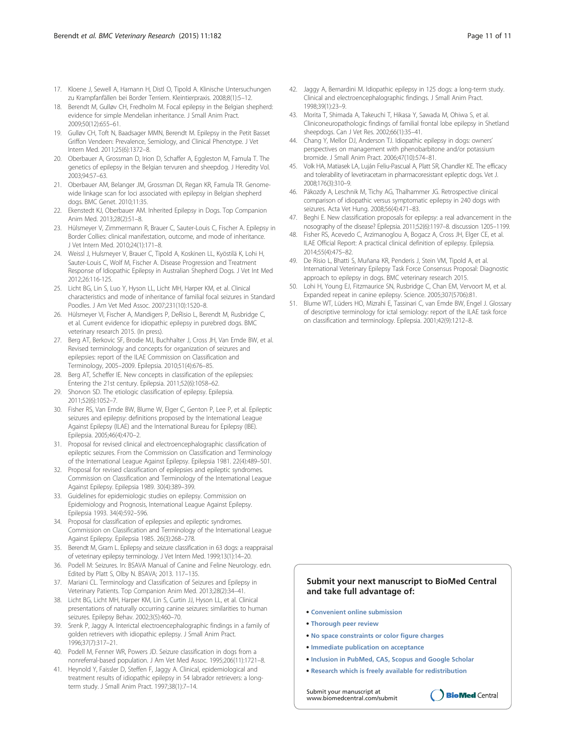17. Kloene J, Sewell A, Hamann H, Distl O, Tipold A. Klinische Untersuchungen zu Krampfanfällen bei Border Terriern. Kleintierpraxis. 2008;8(1):5–12.
18. Berendt M, Gulløv CH, Fredholm M. Focal epilepsy in the Belgian shepherd: evidence for simple Mendelian inheritance. J Small Anim Pract. 2009;50(12):655–61.
19. Gulløv CH, Toft N, Baadsager MMN, Berendt M. Epilepsy in the Petit Basset Griffon Vendeen: Prevalence, Semiology, and Clinical Phenotype. J Vet Intern Med. 2011;25(6):1372–8.
20. Oberbauer A, Grossman D, Irion D, Schaffer A, Eggleston M, Famula T. The genetics of epilepsy in the Belgian tervuren and sheepdog. J Heredity Vol. 2003;94:57–63.
21. Oberbauer AM, Belanger JM, Grossman DI, Regan KR, Famula TR. Genome-wide linkage scan for loci associated with epilepsy in Belgian shepherd dogs. BMC Genet. 2010;11:35.
22. Ekenstedt KJ, Oberbauer AM. Inherited Epilepsy in Dogs. Top Companion Anim Med. 2013;28(2):51–8.
23. Hülsmeyer V, Zimmermann R, Brauer C, Sauter-Louis C, Fischer A. Epilepsy in Border Collies: clinical manifestation, outcome, and mode of inheritance. J Vet Intern Med. 2010;24(1):171–8.
24. Weissl J, Hulsmeyer V, Brauer C, Tipold A, Koskinen LL, Kyöstilä K, Lohi H, Sauter-Louis C, Wolf M, Fischer A. Disease Progression and Treatment Response of Idiopathic Epilepsy in Australian Shepherd Dogs. J Vet Int Med 2012;26:116-125.
25. Licht BG, Lin S, Luo Y, Hyson LL, Licht MH, Harper KM, et al. Clinical characteristics and mode of inheritance of familial focal seizures in Standard Poodles. J Am Vet Med Assoc. 2007;231(10):1520–8.
26. Hülsmeyer VI, Fischer A, Mandigers P, DeRisio L, Berendt M, Rusbridge C, et al. Current evidence for idiopathic epilepsy in purebred dogs. BMC veterinary research 2015. (In press).
27. Berg AT, Berkovic SF, Brodie MJ, Buchhalter J, Cross JH, Van Emde BW, et al. Revised terminology and concepts for organization of seizures and epilepsies: report of the ILAE Commission on Classification and Terminology, 2005–2009. Epilepsia. 2010;51(4):676–85.
28. Berg AT, Scheffer IE. New concepts in classification of the epilepsies: Entering the 21st century. Epilepsia. 2011;52(6):1058–62.
29. Shorvon SD. The etiologic classification of epilepsy. Epilepsia. 2011;52(6):1052–7.
30. Fisher RS, Van Emde BW, Blume W, Elger C, Genton P, Lee P, et al. Epileptic seizures and epilepsy: definitions proposed by the International League Against Epilepsy (ILAE) and the International Bureau for Epilepsy (IBE). Epilepsia. 2005;46(4):470–2.
31. Proposal for revised clinical and electroencephalographic classification of epileptic seizures. From the Commission on Classification and Terminology of the International League Against Epilepsy. Epilepsia 1981. 22(4):489–501.
32. Proposal for revised classification of epilepsies and epileptic syndromes. Commission on Classification and Terminology of the International League Against Epilepsy. Epilepsia 1989. 30(4):389–399.
33. Guidelines for epidemiologic studies on epilepsy. Commission on Epidemiology and Prognosis, International League Against Epilepsy. Epilepsia 1993. 34(4):592–596.
34. Proposal for classification of epilepsies and epileptic syndromes. Commission on Classification and Terminology of the International League Against Epilepsy. Epilepsia 1985. 26(3):268–278.
35. Berendt M, Gram L. Epilepsy and seizure classification in 63 dogs: a reappraisal of veterinary epilepsy terminology. J Vet Intern Med. 1999;13(1):14–20.
36. Podell M: Seizures. In: BSAVA Manual of Canine and Feline Neurology. edn. Edited by Platt S, Olby N. BSAVA; 2013. 117–135.
37. Mariani CL. Terminology and Classification of Seizures and Epilepsy in Veterinary Patients. Top Companion Anim Med. 2013;28(2):34–41.
38. Licht BG, Licht MH, Harper KM, Lin S, Curtin JJ, Hyson LL, et al. Clinical presentations of naturally occurring canine seizures: similarities to human seizures. Epilepsy Behav. 2002;3(5):460–70.
39. Srenk P, Jaggy A. Interictal electroencephalographic findings in a family of golden retrievers with idiopathic epilepsy. J Small Anim Pract. 1996;37(7):317–21.
40. Podell M, Fenner WR, Powers JD. Seizure classification in dogs from a nonreferral-based population. J Am Vet Med Assoc. 1995;206(11):1721–8.
41. Heynold Y, Faissler D, Steffen F, Jaggy A. Clinical, epidemiological and treatment results of idiopathic epilepsy in 54 labrador retrievers: a long-term study. J Small Anim Pract. 1997;38(1):7–14.
42. Jaggy A, Bernardini M. Idiopathic epilepsy in 125 dogs: a long-term study. Clinical and electroencephalographic findings. J Small Anim Pract. 1998;39(1):23–9.
43. Morita T, Shimada A, Takeuchi T, Hikasa Y, Sawada M, Ohiwa S, et al. Cliniconeuropathologic findings of familial frontal lobe epilepsy in Shetland sheepdogs. Can J Vet Res. 2002;66(1):35–41.
44. Chang Y, Mellor DJ, Anderson TJ. Idiopathic epilepsy in dogs: owners' perspectives on management with phenobarbitone and/or potassium bromide. J Small Anim Pract. 2006;47(10):574–81.
45. Volk HA, Matiasek LA, Luján Feliu-Pascual A, Platt SR, Chandler KE. The efficacy and tolerability of levetiracetam in pharmacoresistant epileptic dogs. Vet J. 2008;176(3):310–9.
46. Pákozdy A, Leschnik M, Tichy AG, Thalhammer JG. Retrospective clinical comparison of idiopathic versus symptomatic epilepsy in 240 dogs with seizures. Acta Vet Hung. 2008;56(4):471–83.
47. Beghi E. New classification proposals for epilepsy: a real advancement in the nosography of the disease? Epilepsia. 2011;52(6):1197–8. discussion 1205–1199.
48. Fisher RS, Acevedo C, Arzimanoglou A, Bogacz A, Cross JH, Elger CE, et al. ILAE Official Report: A practical clinical definition of epilepsy. Epilepsia. 2014;55(4):475–82.
49. De Risio L, Bhatti S, Muñana KR, Penderis J, Stein VM, Tipold A, et al. International Veterinary Epilepsy Task Force Consensus Proposal: Diagnostic approach to epilepsy in dogs. BMC veterinary research 2015.
50. Lohi H, Young EJ, Fitzmaurice SN, Rusbridge C, Chan EM, Vervoort M, et al. Expanded repeat in canine epilepsy. Science. 2005;307(5706):81.
51. Blume WT, Lüders HO, Mizrahi E, Tassinari C, van Emde BW, Engel J. Glossary of descriptive terminology for ictal semiology: report of the ILAE task force on classification and terminology. Epilepsia. 2001;42(9):1212–8.

**Submit your next manuscript to BioMed Central and take full advantage of:**

- Convenient online submission
- Thorough peer review
- No space constraints or color figure charges
- Immediate publication on acceptance
- Inclusion in PubMed, CAS, Scopus and Google Scholar
- Research which is freely available for redistribution

Submit your manuscript at www.biomedcentral.com/submit

BioMed Central